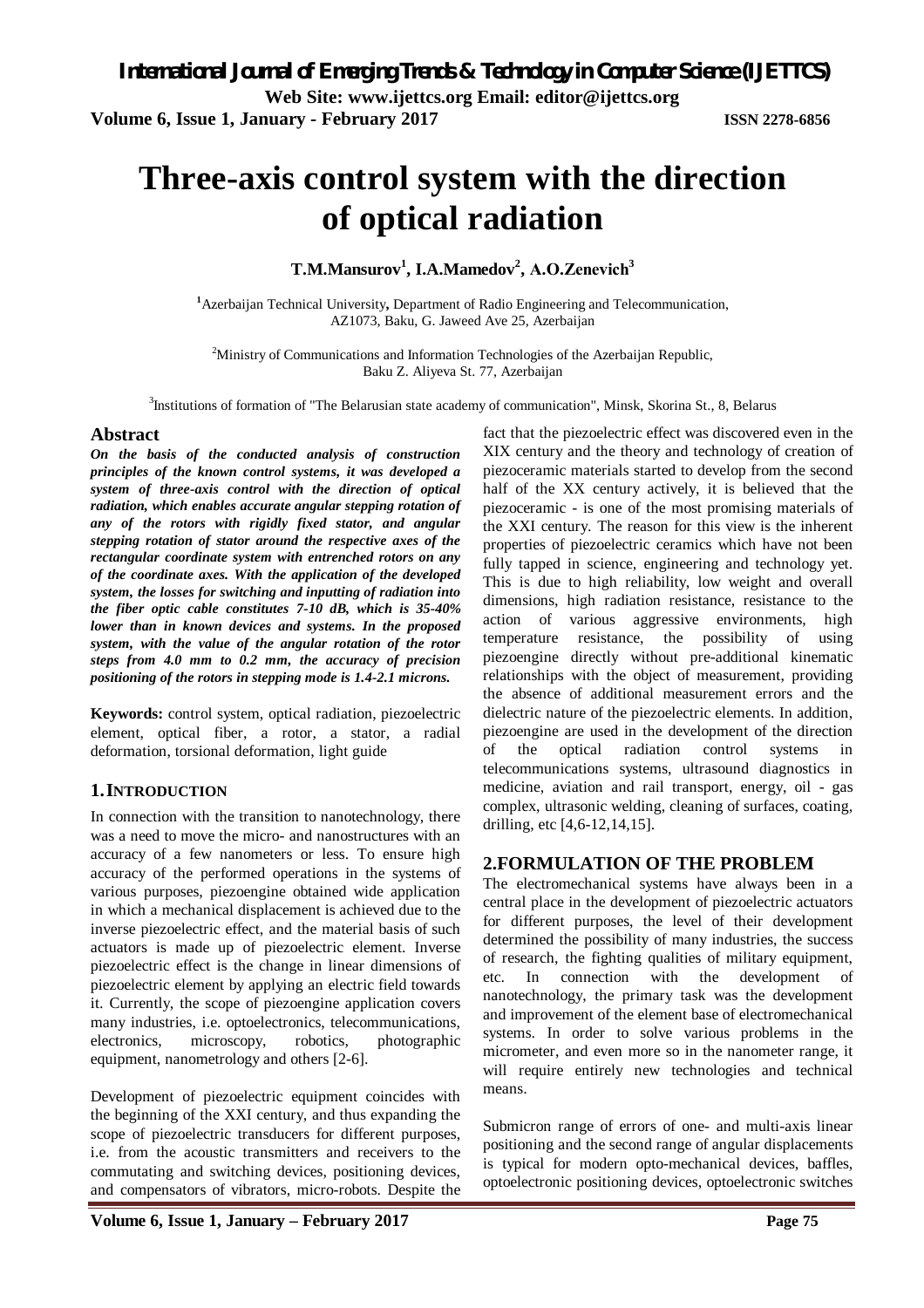# Three-axis control system with the direction of optical radiation

**T.M.Mansurov[1], I.A.Mamedov[2], A.O.Zenevich[3]**

[1]Azerbaijan Technical University, Department of Radio Engineering and Telecommunication, AZ1073, Baku, G. Jaweed Ave 25, Azerbaijan

[2]Ministry of Communications and Information Technologies of the Azerbaijan Republic, Baku Z. Aliyeva St. 77, Azerbaijan

[3]Institutions of formation of "The Belarusian state academy of communication", Minsk, Skorina St., 8, Belarus

## Abstract

***On the basis of the conducted analysis of construction principles of the known control systems, it was developed a system of three-axis control with the direction of optical radiation, which enables accurate angular stepping rotation of any of the rotors with rigidly fixed stator, and angular stepping rotation of stator around the respective axes of the rectangular coordinate system with entrenched rotors on any of the coordinate axes. With the application of the developed system, the losses for switching and inputting of radiation into the fiber optic cable constitutes 7-10 dB, which is 35-40% lower than in known devices and systems. In the proposed system, with the value of the angular rotation of the rotor steps from 4.0 mm to 0.2 mm, the accuracy of precision positioning of the rotors in stepping mode is 1.4-2.1 microns.***

**Keywords:** control system, optical radiation, piezoelectric element, optical fiber, a rotor, a stator, a radial deformation, torsional deformation, light guide

## 1. INTRODUCTION

In connection with the transition to nanotechnology, there was a need to move the micro- and nanostructures with an accuracy of a few nanometers or less. To ensure high accuracy of the performed operations in the systems of various purposes, piezoengine obtained wide application in which a mechanical displacement is achieved due to the inverse piezoelectric effect, and the material basis of such actuators is made up of piezoelectric element. Inverse piezoelectric effect is the change in linear dimensions of piezoelectric element by applying an electric field towards it. Currently, the scope of piezoengine application covers many industries, i.e. optoelectronics, telecommunications, electronics, microscopy, robotics, photographic equipment, nanometrology and others [2-6].

Development of piezoelectric equipment coincides with the beginning of the XXI century, and thus expanding the scope of piezoelectric transducers for different purposes, i.e. from the acoustic transmitters and receivers to the commutating and switching devices, positioning devices, and compensators of vibrators, micro-robots. Despite the fact that the piezoelectric effect was discovered even in the XIX century and the theory and technology of creation of piezoceramic materials started to develop from the second half of the XX century actively, it is believed that the piezoceramic - is one of the most promising materials of the XXI century. The reason for this view is the inherent properties of piezoelectric ceramics which have not been fully tapped in science, engineering and technology yet. This is due to high reliability, low weight and overall dimensions, high radiation resistance, resistance to the action of various aggressive environments, high temperature resistance, the possibility of using piezoengine directly without pre-additional kinematic relationships with the object of measurement, providing the absence of additional measurement errors and the dielectric nature of the piezoelectric elements. In addition, piezoengine are used in the development of the direction of the optical radiation control systems in telecommunications systems, ultrasound diagnostics in medicine, aviation and rail transport, energy, oil - gas complex, ultrasonic welding, cleaning of surfaces, coating, drilling, etc [4,6-12,14,15].

## 2. FORMULATION OF THE PROBLEM

The electromechanical systems have always been in a central place in the development of piezoelectric actuators for different purposes, the level of their development determined the possibility of many industries, the success of research, the fighting qualities of military equipment, etc. In connection with the development of nanotechnology, the primary task was the development and improvement of the element base of electromechanical systems. In order to solve various problems in the micrometer, and even more so in the nanometer range, it will require entirely new technologies and technical means.

Submicron range of errors of one- and multi-axis linear positioning and the second range of angular displacements is typical for modern opto-mechanical devices, baffles, optoelectronic positioning devices, optoelectronic switches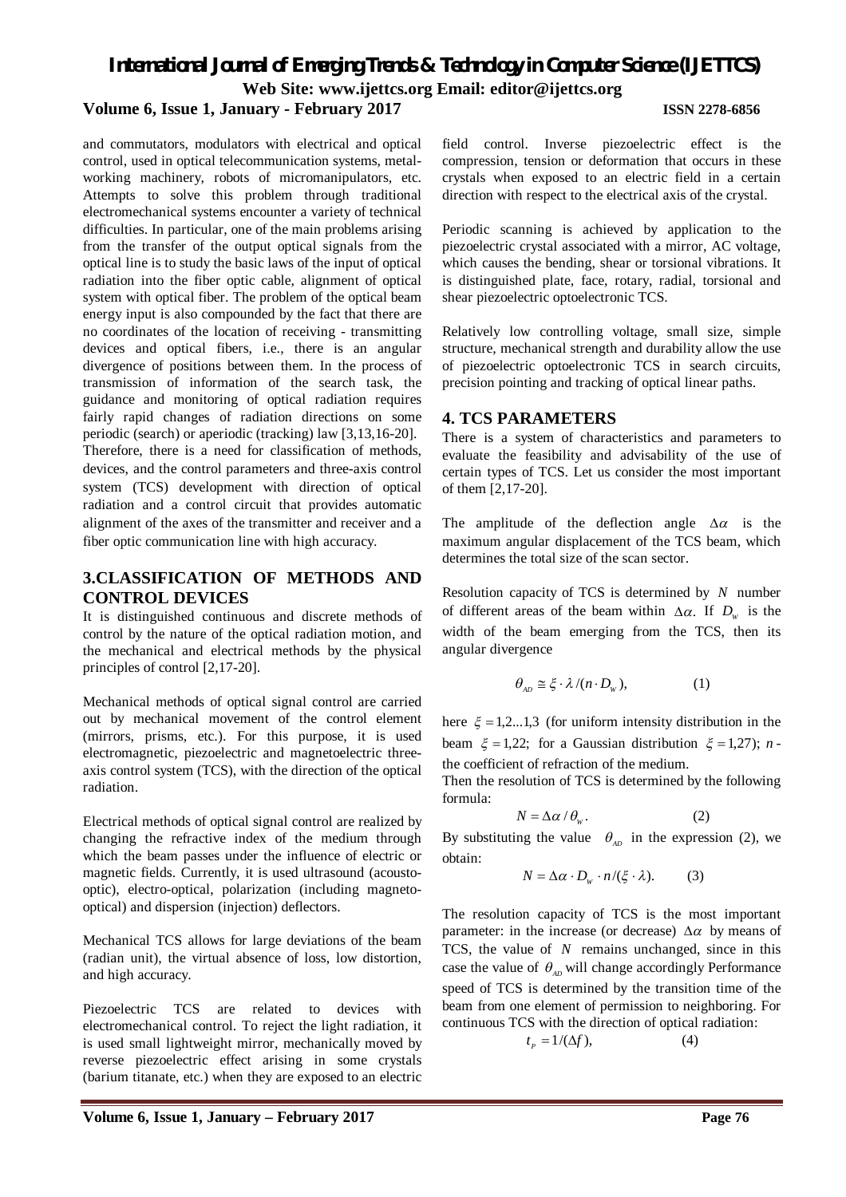and commutators, modulators with electrical and optical control, used in optical telecommunication systems, metal-working machinery, robots of micromanipulators, etc. Attempts to solve this problem through traditional electromechanical systems encounter a variety of technical difficulties. In particular, one of the main problems arising from the transfer of the output optical signals from the optical line is to study the basic laws of the input of optical radiation into the fiber optic cable, alignment of optical system with optical fiber. The problem of the optical beam energy input is also compounded by the fact that there are no coordinates of the location of receiving - transmitting devices and optical fibers, i.e., there is an angular divergence of positions between them. In the process of transmission of information of the search task, the guidance and monitoring of optical radiation requires fairly rapid changes of radiation directions on some periodic (search) or aperiodic (tracking) law [3,13,16-20]. Therefore, there is a need for classification of methods, devices, and the control parameters and three-axis control system (TCS) development with direction of optical radiation and a control circuit that provides automatic alignment of the axes of the transmitter and receiver and a fiber optic communication line with high accuracy.

## 3.CLASSIFICATION OF METHODS AND CONTROL DEVICES

It is distinguished continuous and discrete methods of control by the nature of the optical radiation motion, and the mechanical and electrical methods by the physical principles of control [2,17-20].

Mechanical methods of optical signal control are carried out by mechanical movement of the control element (mirrors, prisms, etc.). For this purpose, it is used electromagnetic, piezoelectric and magnetoelectric three-axis control system (TCS), with the direction of the optical radiation.

Electrical methods of optical signal control are realized by changing the refractive index of the medium through which the beam passes under the influence of electric or magnetic fields. Currently, it is used ultrasound (acousto-optic), electro-optical, polarization (including magneto-optical) and dispersion (injection) deflectors.

Mechanical TCS allows for large deviations of the beam (radian unit), the virtual absence of loss, low distortion, and high accuracy.

Piezoelectric TCS are related to devices with electromechanical control. To reject the light radiation, it is used small lightweight mirror, mechanically moved by reverse piezoelectric effect arising in some crystals (barium titanate, etc.) when they are exposed to an electric field control. Inverse piezoelectric effect is the compression, tension or deformation that occurs in these crystals when exposed to an electric field in a certain direction with respect to the electrical axis of the crystal.

Periodic scanning is achieved by application to the piezoelectric crystal associated with a mirror, AC voltage, which causes the bending, shear or torsional vibrations. It is distinguished plate, face, rotary, radial, torsional and shear piezoelectric optoelectronic TCS.

Relatively low controlling voltage, small size, simple structure, mechanical strength and durability allow the use of piezoelectric optoelectronic TCS in search circuits, precision pointing and tracking of optical linear paths.

## 4. TCS PARAMETERS

There is a system of characteristics and parameters to evaluate the feasibility and advisability of the use of certain types of TCS. Let us consider the most important of them [2,17-20].

The amplitude of the deflection angle $\Delta\alpha$ is the maximum angular displacement of the TCS beam, which determines the total size of the scan sector.

Resolution capacity of TCS is determined by $N$ number of different areas of the beam within $\Delta\alpha$. If $D_w$ is the width of the beam emerging from the TCS, then its angular divergence

$$\theta_{AD} \cong \xi \cdot \lambda / (n \cdot D_w), \qquad (1)$$

here $\xi = 1{,}2...1{,}3$ (for uniform intensity distribution in the beam $\xi = 1{,}22$; for a Gaussian distribution $\xi = 1{,}27$); $n$ - the coefficient of refraction of the medium.

Then the resolution of TCS is determined by the following formula:

$$N = \Delta\alpha / \theta_w. \qquad (2)$$

By substituting the value $\theta_{AD}$ in the expression (2), we obtain:

$$N = \Delta\alpha \cdot D_w \cdot n / (\xi \cdot \lambda). \qquad (3)$$

The resolution capacity of TCS is the most important parameter: in the increase (or decrease) $\Delta\alpha$ by means of TCS, the value of $N$ remains unchanged, since in this case the value of $\theta_{AD}$ will change accordingly Performance speed of TCS is determined by the transition time of the beam from one element of permission to neighboring. For continuous TCS with the direction of optical radiation:

$$t_p = 1/(\Delta f), \qquad (4)$$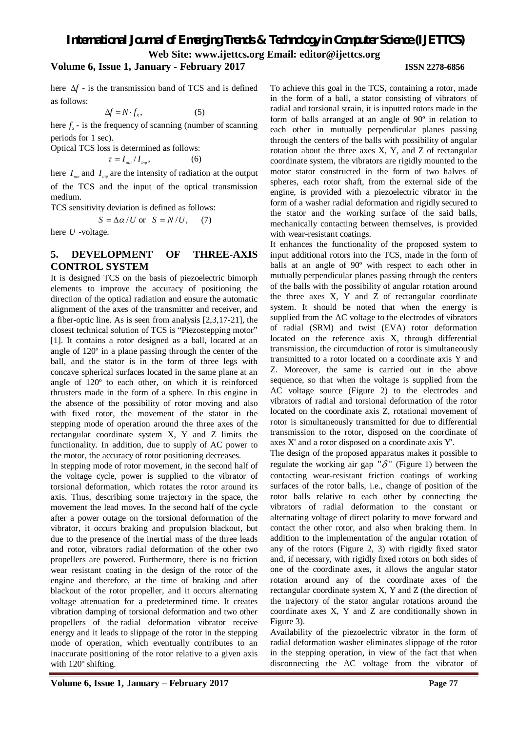here $\Delta f$ - is the transmission band of TCS and is defined as follows:

$$\Delta f = N \cdot f_s, \qquad (5)$$

here $f_s$ - is the frequency of scanning (number of scanning periods for 1 sec).

Optical TCS loss is determined as follows:

$$\tau = I_{out} / I_{inp}, \qquad (6)$$

here $I_{out}$ and $I_{inp}$ are the intensity of radiation at the output of the TCS and the input of the optical transmission medium.

TCS sensitivity deviation is defined as follows:

$$\bar{S} = \Delta\alpha / U \text{ or } \bar{S} = N / U, \qquad (7)$$

here $U$ -voltage.

## 5. DEVELOPMENT OF THREE-AXIS CONTROL SYSTEM

It is designed TCS on the basis of piezoelectric bimorph elements to improve the accuracy of positioning the direction of the optical radiation and ensure the automatic alignment of the axes of the transmitter and receiver, and a fiber-optic line. As is seen from analysis [2,3,17-21], the closest technical solution of TCS is "Piezostepping motor" [1]. It contains a rotor designed as a ball, located at an angle of 120º in a plane passing through the center of the ball, and the stator is in the form of three legs with concave spherical surfaces located in the same plane at an angle of 120º to each other, on which it is reinforced thrusters made in the form of a sphere. In this engine in the absence of the possibility of rotor moving and also with fixed rotor, the movement of the stator in the stepping mode of operation around the three axes of the rectangular coordinate system X, Y and Z limits the functionality. In addition, due to supply of AC power to the motor, the accuracy of rotor positioning decreases.

In stepping mode of rotor movement, in the second half of the voltage cycle, power is supplied to the vibrator of torsional deformation, which rotates the rotor around its axis. Thus, describing some trajectory in the space, the movement the lead moves. In the second half of the cycle after a power outage on the torsional deformation of the vibrator, it occurs braking and propulsion blackout, but due to the presence of the inertial mass of the three leads and rotor, vibrators radial deformation of the other two propellers are powered. Furthermore, there is no friction wear resistant coating in the design of the rotor of the engine and therefore, at the time of braking and after blackout of the rotor propeller, and it occurs alternating voltage attenuation for a predetermined time. It creates vibration damping of torsional deformation and two other propellers of the radial deformation vibrator receive energy and it leads to slippage of the rotor in the stepping mode of operation, which eventually contributes to an inaccurate positioning of the rotor relative to a given axis with 120º shifting.

To achieve this goal in the TCS, containing a rotor, made in the form of a ball, a stator consisting of vibrators of radial and torsional strain, it is inputted rotors made in the form of balls arranged at an angle of 90º in relation to each other in mutually perpendicular planes passing through the centers of the balls with possibility of angular rotation about the three axes X, Y, and Z of rectangular coordinate system, the vibrators are rigidly mounted to the motor stator constructed in the form of two halves of spheres, each rotor shaft, from the external side of the engine, is provided with a piezoelectric vibrator in the form of a washer radial deformation and rigidly secured to the stator and the working surface of the said balls, mechanically contacting between themselves, is provided with wear-resistant coatings.

It enhances the functionality of the proposed system to input additional rotors into the TCS, made in the form of balls at an angle of 90º with respect to each other in mutually perpendicular planes passing through the centers of the balls with the possibility of angular rotation around the three axes X, Y and Z of rectangular coordinate system. It should be noted that when the energy is supplied from the AC voltage to the electrodes of vibrators of radial (SRM) and twist (EVA) rotor deformation located on the reference axis X, through differential transmission, the circumduction of rotor is simultaneously transmitted to a rotor located on a coordinate axis Y and Z. Moreover, the same is carried out in the above sequence, so that when the voltage is supplied from the AC voltage source (Figure 2) to the electrodes and vibrators of radial and torsional deformation of the rotor located on the coordinate axis Z, rotational movement of rotor is simultaneously transmitted for due to differential transmission to the rotor, disposed on the coordinate of axes X' and a rotor disposed on a coordinate axis Y'.

The design of the proposed apparatus makes it possible to regulate the working air gap "$\delta$" (Figure 1) between the contacting wear-resistant friction coatings of working surfaces of the rotor balls, i.e., change of position of the rotor balls relative to each other by connecting the vibrators of radial deformation to the constant or alternating voltage of direct polarity to move forward and contact the other rotor, and also when braking them. In addition to the implementation of the angular rotation of any of the rotors (Figure 2, 3) with rigidly fixed stator and, if necessary, with rigidly fixed rotors on both sides of one of the coordinate axes, it allows the angular stator rotation around any of the coordinate axes of the rectangular coordinate system X, Y and Z (the direction of the trajectory of the stator angular rotations around the coordinate axes X, Y and Z are conditionally shown in Figure 3).

Availability of the piezoelectric vibrator in the form of radial deformation washer eliminates slippage of the rotor in the stepping operation, in view of the fact that when disconnecting the AC voltage from the vibrator of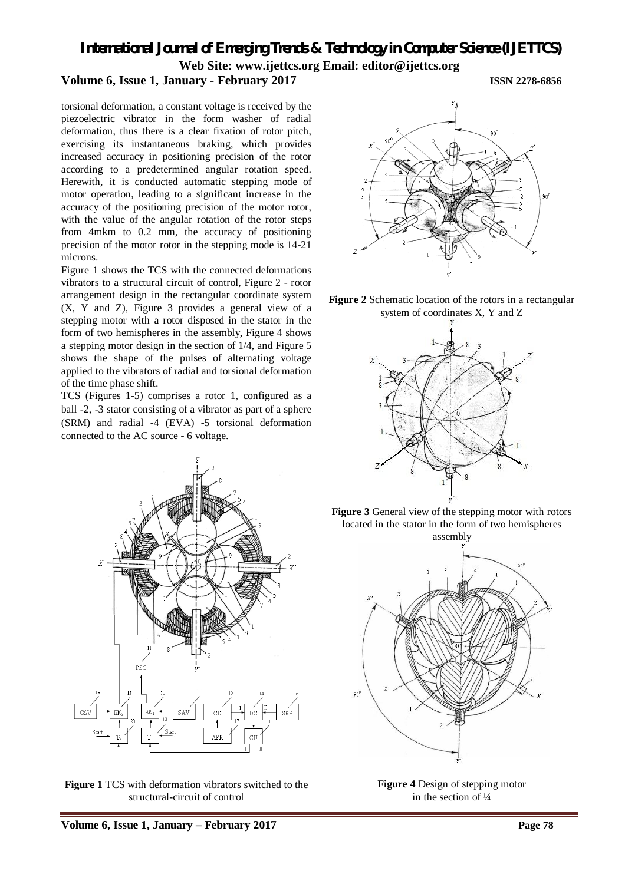torsional deformation, a constant voltage is received by the piezoelectric vibrator in the form washer of radial deformation, thus there is a clear fixation of rotor pitch, exercising its instantaneous braking, which provides increased accuracy in positioning precision of the rotor according to a predetermined angular rotation speed. Herewith, it is conducted automatic stepping mode of motor operation, leading to a significant increase in the accuracy of the positioning precision of the motor rotor, with the value of the angular rotation of the rotor steps from 4mkm to 0.2 mm, the accuracy of positioning precision of the motor rotor in the stepping mode is 14-21 microns.

Figure 1 shows the TCS with the connected deformations vibrators to a structural circuit of control, Figure 2 - rotor arrangement design in the rectangular coordinate system (X, Y and Z), Figure 3 provides a general view of a stepping motor with a rotor disposed in the stator in the form of two hemispheres in the assembly, Figure 4 shows a stepping motor design in the section of 1/4, and Figure 5 shows the shape of the pulses of alternating voltage applied to the vibrators of radial and torsional deformation of the time phase shift.

TCS (Figures 1-5) comprises a rotor 1, configured as a ball -2, -3 stator consisting of a vibrator as part of a sphere (SRM) and radial -4 (EVA) -5 torsional deformation connected to the AC source - 6 voltage.

**Figure 1** TCS with deformation vibrators switched to the structural-circuit of control

**Figure 2** Schematic location of the rotors in a rectangular system of coordinates X, Y and Z

**Figure 3** General view of the stepping motor with rotors located in the stator in the form of two hemispheres assembly

**Figure 4** Design of stepping motor in the section of ¼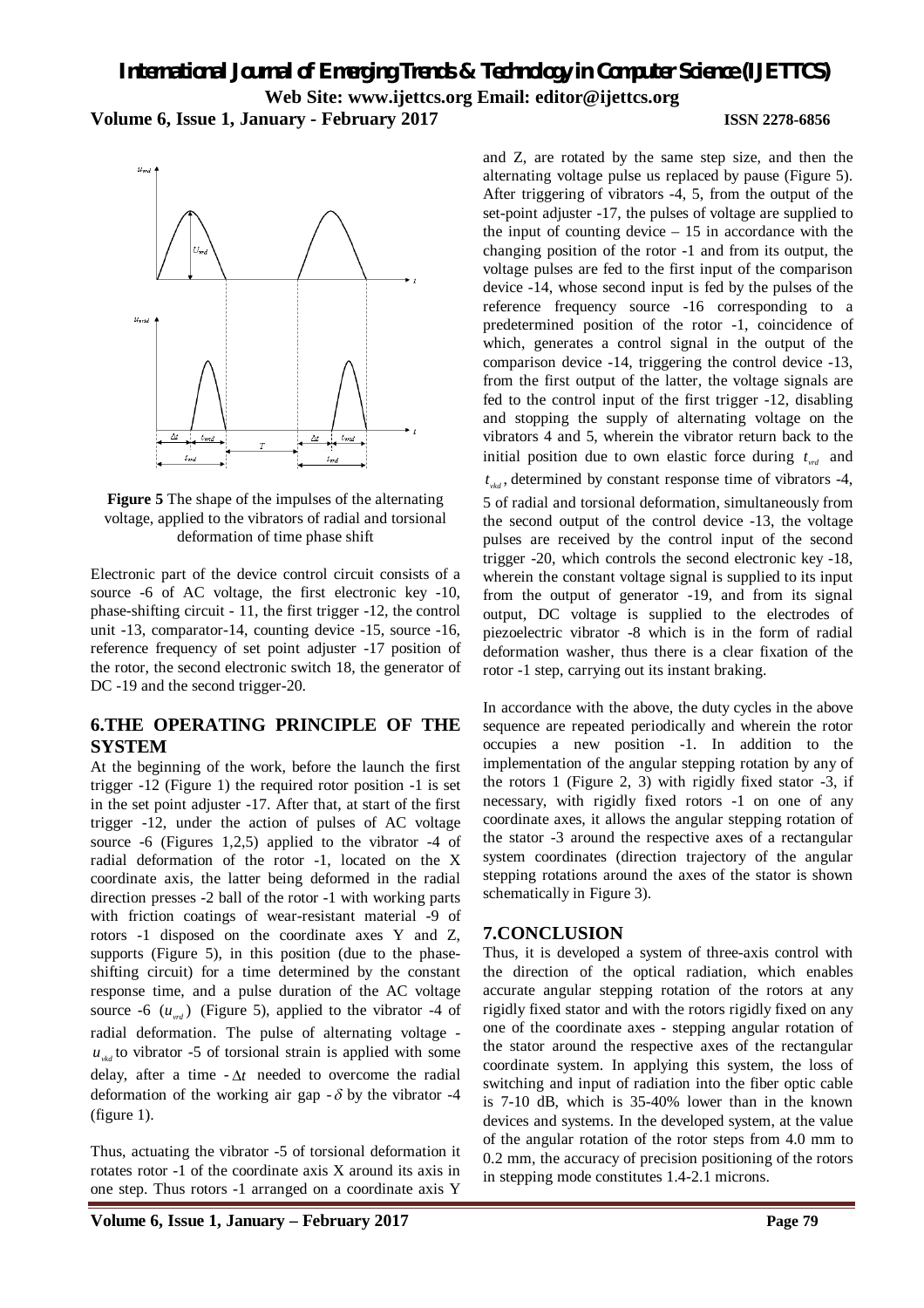**Figure 5** The shape of the impulses of the alternating voltage, applied to the vibrators of radial and torsional deformation of time phase shift

Electronic part of the device control circuit consists of a source -6 of AC voltage, the first electronic key -10, phase-shifting circuit - 11, the first trigger -12, the control unit -13, comparator-14, counting device -15, source -16, reference frequency of set point adjuster -17 position of the rotor, the second electronic switch 18, the generator of DC -19 and the second trigger-20.

## 6.THE OPERATING PRINCIPLE OF THE SYSTEM

At the beginning of the work, before the launch the first trigger -12 (Figure 1) the required rotor position -1 is set in the set point adjuster -17. After that, at start of the first trigger -12, under the action of pulses of AC voltage source -6 (Figures 1,2,5) applied to the vibrator -4 of radial deformation of the rotor -1, located on the X coordinate axis, the latter being deformed in the radial direction presses -2 ball of the rotor -1 with working parts with friction coatings of wear-resistant material -9 of rotors -1 disposed on the coordinate axes Y and Z, supports (Figure 5), in this position (due to the phase-shifting circuit) for a time determined by the constant response time, and a pulse duration of the AC voltage source -6 ($u_{vrd}$) (Figure 5), applied to the vibrator -4 of radial deformation. The pulse of alternating voltage - $u_{vkd}$ to vibrator -5 of torsional strain is applied with some delay, after a time - $\Delta t$ needed to overcome the radial deformation of the working air gap - $\delta$ by the vibrator -4 (figure 1).

Thus, actuating the vibrator -5 of torsional deformation it rotates rotor -1 of the coordinate axis X around its axis in one step. Thus rotors -1 arranged on a coordinate axis Y and Z, are rotated by the same step size, and then the alternating voltage pulse us replaced by pause (Figure 5). After triggering of vibrators -4, 5, from the output of the set-point adjuster -17, the pulses of voltage are supplied to the input of counting device – 15 in accordance with the changing position of the rotor -1 and from its output, the voltage pulses are fed to the first input of the comparison device -14, whose second input is fed by the pulses of the reference frequency source -16 corresponding to a predetermined position of the rotor -1, coincidence of which, generates a control signal in the output of the comparison device -14, triggering the control device -13, from the first output of the latter, the voltage signals are fed to the control input of the first trigger -12, disabling and stopping the supply of alternating voltage on the vibrators 4 and 5, wherein the vibrator return back to the initial position due to own elastic force during $t_{vrd}$ and $t_{vkd}$, determined by constant response time of vibrators -4, 5 of radial and torsional deformation, simultaneously from the second output of the control device -13, the voltage pulses are received by the control input of the second trigger -20, which controls the second electronic key -18, wherein the constant voltage signal is supplied to its input from the output of generator -19, and from its signal output, DC voltage is supplied to the electrodes of piezoelectric vibrator -8 which is in the form of radial deformation washer, thus there is a clear fixation of the rotor -1 step, carrying out its instant braking.

In accordance with the above, the duty cycles in the above sequence are repeated periodically and wherein the rotor occupies a new position -1. In addition to the implementation of the angular stepping rotation by any of the rotors 1 (Figure 2, 3) with rigidly fixed stator -3, if necessary, with rigidly fixed rotors -1 on one of any coordinate axes, it allows the angular stepping rotation of the stator -3 around the respective axes of a rectangular system coordinates (direction trajectory of the angular stepping rotations around the axes of the stator is shown schematically in Figure 3).

## 7.CONCLUSION

Thus, it is developed a system of three-axis control with the direction of the optical radiation, which enables accurate angular stepping rotation of the rotors at any rigidly fixed stator and with the rotors rigidly fixed on any one of the coordinate axes - stepping angular rotation of the stator around the respective axes of the rectangular coordinate system. In applying this system, the loss of switching and input of radiation into the fiber optic cable is 7-10 dB, which is 35-40% lower than in the known devices and systems. In the developed system, at the value of the angular rotation of the rotor steps from 4.0 mm to 0.2 mm, the accuracy of precision positioning of the rotors in stepping mode constitutes 1.4-2.1 microns.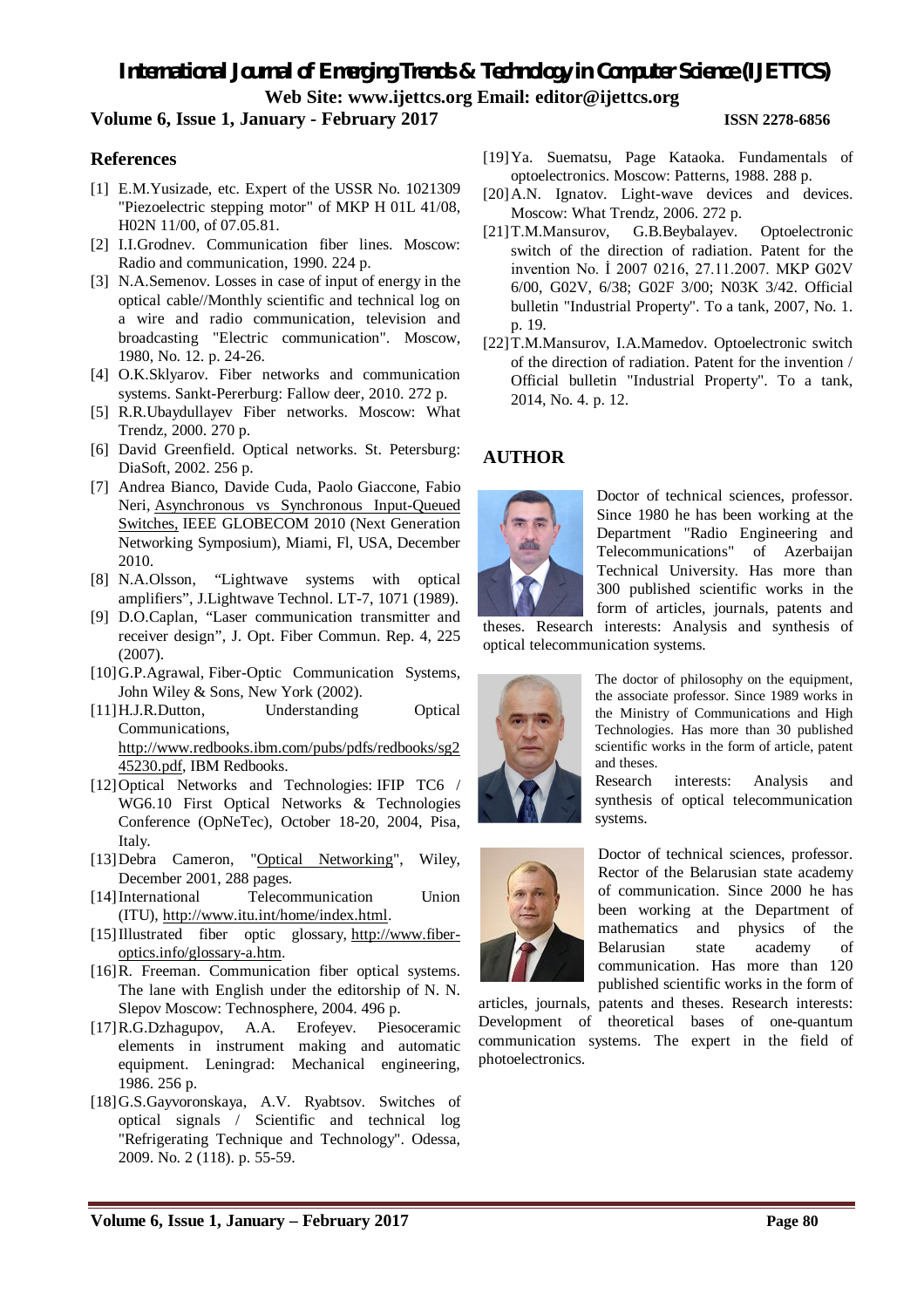## References

[1] E.M.Yusizade, etc. Expert of the USSR No. 1021309 "Piezoelectric stepping motor" of MKP H 01L 41/08, H02N 11/00, of 07.05.81.

[2] I.I.Grodnev. Communication fiber lines. Moscow: Radio and communication, 1990. 224 p.

[3] N.A.Semenov. Losses in case of input of energy in the optical cable//Monthly scientific and technical log on a wire and radio communication, television and broadcasting "Electric communication". Moscow, 1980, No. 12. p. 24-26.

[4] O.K.Sklyarov. Fiber networks and communication systems. Sankt-Pererburg: Fallow deer, 2010. 272 p.

[5] R.R.Ubaydullayev Fiber networks. Moscow: What Trendz, 2000. 270 p.

[6] David Greenfield. Optical networks. St. Petersburg: DiaSoft, 2002. 256 p.

[7] Andrea Bianco, Davide Cuda, Paolo Giaccone, Fabio Neri, Asynchronous vs Synchronous Input-Queued Switches, IEEE GLOBECOM 2010 (Next Generation Networking Symposium), Miami, Fl, USA, December 2010.

[8] N.A.Olsson, "Lightwave systems with optical amplifiers", J.Lightwave Technol. LT-7, 1071 (1989).

[9] D.O.Caplan, "Laser communication transmitter and receiver design", J. Opt. Fiber Commun. Rep. 4, 225 (2007).

[10] G.P.Agrawal, Fiber-Optic Communication Systems, John Wiley & Sons, New York (2002).

[11] H.J.R.Dutton, Understanding Optical Communications, http://www.redbooks.ibm.com/pubs/pdfs/redbooks/sg245230.pdf, IBM Redbooks.

[12] Optical Networks and Technologies: IFIP TC6 / WG6.10 First Optical Networks & Technologies Conference (OpNeTec), October 18-20, 2004, Pisa, Italy.

[13] Debra Cameron, "Optical Networking", Wiley, December 2001, 288 pages.

[14] International Telecommunication Union (ITU), http://www.itu.int/home/index.html.

[15] Illustrated fiber optic glossary, http://www.fiber-optics.info/glossary-a.htm.

[16] R. Freeman. Communication fiber optical systems. The lane with English under the editorship of N. N. Slepov Moscow: Technosphere, 2004. 496 p.

[17] R.G.Dzhagupov, A.A. Erofeyev. Piesoceramic elements in instrument making and automatic equipment. Leningrad: Mechanical engineering, 1986. 256 p.

[18] G.S.Gayvoronskaya, A.V. Ryabtsov. Switches of optical signals / Scientific and technical log "Refrigerating Technique and Technology". Odessa, 2009. No. 2 (118). p. 55-59.

[19] Ya. Suematsu, Page Kataoka. Fundamentals of optoelectronics. Moscow: Patterns, 1988. 288 p.

[20] A.N. Ignatov. Light-wave devices and devices. Moscow: What Trendz, 2006. 272 p.

[21] T.M.Mansurov, G.B.Beybalayev. Optoelectronic switch of the direction of radiation. Patent for the invention No. İ 2007 0216, 27.11.2007. MKP G02V 6/00, G02V, 6/38; G02F 3/00; N03K 3/42. Official bulletin "Industrial Property". To a tank, 2007, No. 1. p. 19.

[22] T.M.Mansurov, I.A.Mamedov. Optoelectronic switch of the direction of radiation. Patent for the invention / Official bulletin "Industrial Property". To a tank, 2014, No. 4. p. 12.

## AUTHOR

Doctor of technical sciences, professor. Since 1980 he has been working at the Department "Radio Engineering and Telecommunications" of Azerbaijan Technical University. Has more than 300 published scientific works in the form of articles, journals, patents and theses. Research interests: Analysis and synthesis of optical telecommunication systems.

The doctor of philosophy on the equipment, the associate professor. Since 1989 works in the Ministry of Communications and High Technologies. Has more than 30 published scientific works in the form of article, patent and theses.

Research interests: Analysis and synthesis of optical telecommunication systems.

Doctor of technical sciences, professor. Rector of the Belarusian state academy of communication. Since 2000 he has been working at the Department of mathematics and physics of the Belarusian state academy of communication. Has more than 120 published scientific works in the form of articles, journals, patents and theses. Research interests: Development of theoretical bases of one-quantum communication systems. The expert in the field of photoelectronics.